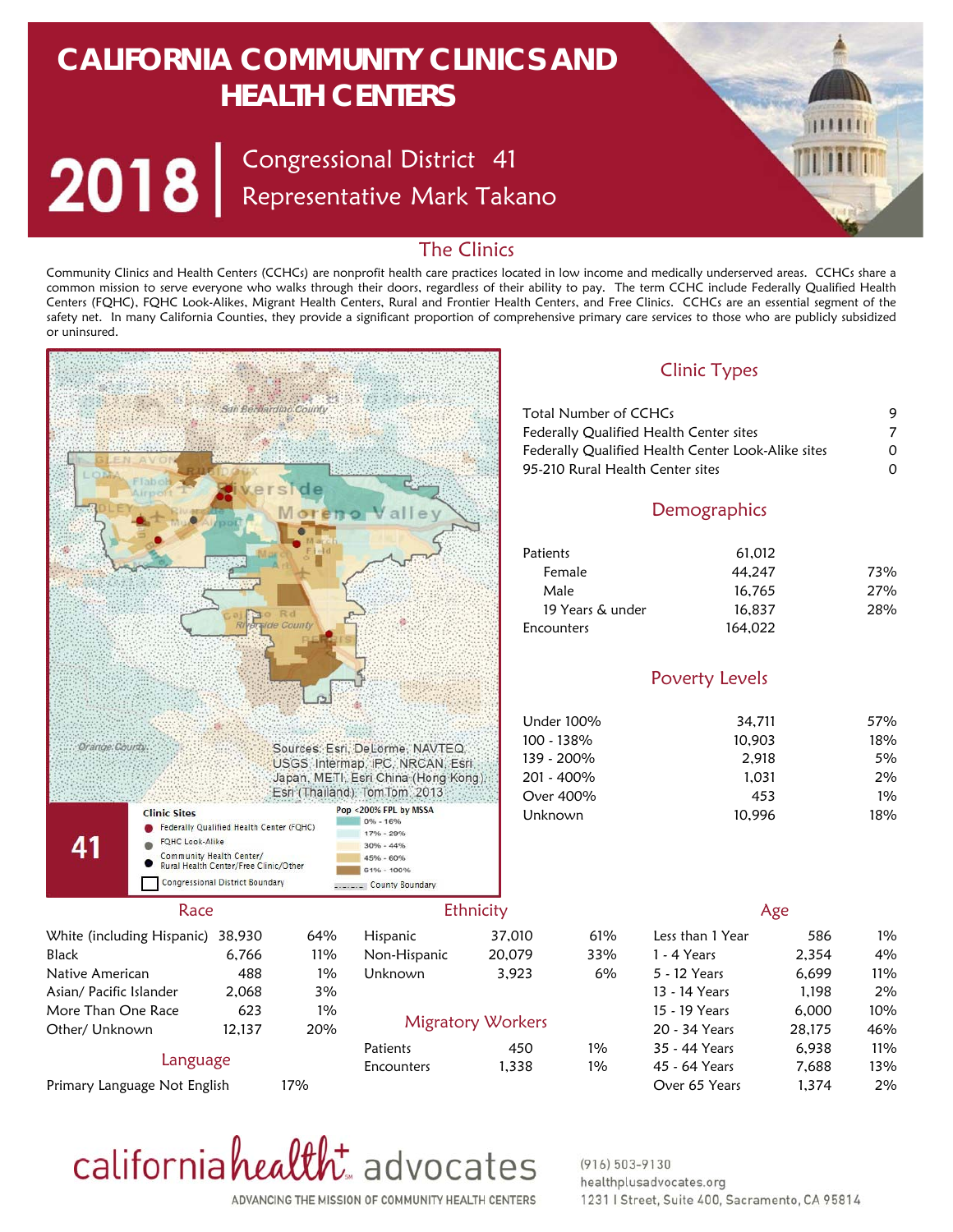# CALIFORNIA COMMUNITY CLINICS AND HEALTH CENTERS

## 2018 | Congressional District 41 Representative Mark Takano

### The Clinics

Community Clinics and Health Centers (CCHCs) are nonprofit health care practices located in low income and medically underserved areas. CCHCs share a common mission to serve everyone who walks through their doors, regardless of their ability to pay. The term CCHC include Federally Qualified Health Centers (FQHC), FQHC Look-Alikes, Migrant Health Centers, Rural and Frontier Health Centers, and Free Clinics. CCHCs are an essential segment of the safety net. In many California Counties, they provide a significant proportion of comprehensive primary care services to those who are publicly subsidized or uninsured.

Sources: Esri, DeLorme, NAVTEQ, USGS, Intermap, iPC, NRCAN, Esri Japan, METI, Esri China (Hong Kong), Esri (Thailand), TomTom, 2013

41

Clinic Sites
- Federally Qualified Health Center (FQHC)
- FQHC Look-Alike
- Community Health Center/ Rural Health Center/Free Clinic/Other
- Congressional District Boundary

Pop <200% FPL by MSSA
- 0% - 16%
- 17% - 29%
- 30% - 44%
- 45% - 60%
- 61% - 100%
- County Boundary

### Clinic Types

| | |
|---|---|
| Total Number of CCHCs | 9 |
| Federally Qualified Health Center sites | 7 |
| Federally Qualified Health Center Look-Alike sites | 0 |
| 95-210 Rural Health Center sites | 0 |

### Demographics

| | | |
|---|---|---|
| Patients | 61,012 | |
| Female | 44,247 | 73% |
| Male | 16,765 | 27% |
| 19 Years & under | 16,837 | 28% |
| Encounters | 164,022 | |

### Poverty Levels

| | | |
|---|---|---|
| Under 100% | 34,711 | 57% |
| 100 - 138% | 10,903 | 18% |
| 139 - 200% | 2,918 | 5% |
| 201 - 400% | 1,031 | 2% |
| Over 400% | 453 | 1% |
| Unknown | 10,996 | 18% |

### Race

| | | |
|---|---|---|
| White (including Hispanic) | 38,930 | 64% |
| Black | 6,766 | 11% |
| Native American | 488 | 1% |
| Asian/ Pacific Islander | 2,068 | 3% |
| More Than One Race | 623 | 1% |
| Other/ Unknown | 12,137 | 20% |

### Language

| | |
|---|---|
| Primary Language Not English | 17% |

### Ethnicity

| | | |
|---|---|---|
| Hispanic | 37,010 | 61% |
| Non-Hispanic | 20,079 | 33% |
| Unknown | 3,923 | 6% |

### Migratory Workers

| | | |
|---|---|---|
| Patients | 450 | 1% |
| Encounters | 1,338 | 1% |

### Age

| | | |
|---|---|---|
| Less than 1 Year | 586 | 1% |
| 1 - 4 Years | 2,354 | 4% |
| 5 - 12 Years | 6,699 | 11% |
| 13 - 14 Years | 1,198 | 2% |
| 15 - 19 Years | 6,000 | 10% |
| 20 - 34 Years | 28,175 | 46% |
| 35 - 44 Years | 6,938 | 11% |
| 45 - 64 Years | 7,688 | 13% |
| Over 65 Years | 1,374 | 2% |

californiahealth+ advocates
ADVANCING THE MISSION OF COMMUNITY HEALTH CENTERS

(916) 503-9130
healthplusadvocates.org
1231 I Street, Suite 400, Sacramento, CA 95814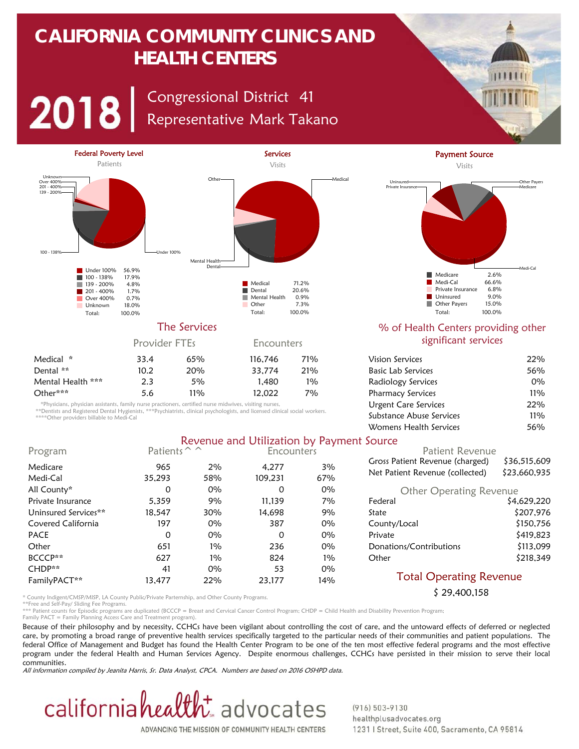# CALIFORNIA COMMUNITY CLINICS AND HEALTH CENTERS

## 2018 | Congressional District 41
## Representative Mark Takano

### Federal Poverty Level

Patients

Unknown
Over 400%
201 - 400%
139 - 200%
100 - 138%
Under 100%

Under 100% 56.9%
100 - 138% 17.9%
139 - 200% 4.8%
201 - 400% 1.7%
Over 400% 0.7%
Unknown 18.0%
Total: 100.0%

### Services

Visits

Other
Medical
Mental Health
Dental

Medical 71.2%
Dental 20.6%
Mental Health 0.9%
Other 7.3%
Total: 100.0%

### Payment Source

Visits

Uninsured
Private Insurance
Other Payers
Medicare
Medi-Cal

Medicare 2.6%
Medi-Cal 66.6%
Private Insurance 6.8%
Uninsured 9.0%
Other Payers 15.0%
Total: 100.0%

### The Services

| | Provider FTEs | | Encounters | |
|---|---|---|---|---|
| Medical * | 33.4 | 65% | 116,746 | 71% |
| Dental ** | 10.2 | 20% | 33,774 | 21% |
| Mental Health *** | 2.3 | 5% | 1,480 | 1% |
| Other*** | 5.6 | 11% | 12,022 | 7% |

*Physicians, physician assistants, family nurse practioners, certified nurse midwives, visiting nurses.
**Dentists and Registered Dental Hygienists, ***Psychiatrists, clinical psychologists, and licensed clinical social workers.
****Other providers billable to Medi-Cal

### % of Health Centers providing other significant services

| | |
|---|---|
| Vision Services | 22% |
| Basic Lab Services | 56% |
| Radiology Services | 0% |
| Pharmacy Services | 11% |
| Urgent Care Services | 22% |
| Substance Abuse Services | 11% |
| Womens Health Services | 56% |

### Revenue and Utilization by Payment Source

| Program | Patients^ ^ | | Encounters | |
|---|---|---|---|---|
| Medicare | 965 | 2% | 4,277 | 3% |
| Medi-Cal | 35,293 | 58% | 109,231 | 67% |
| All County* | 0 | 0% | 0 | 0% |
| Private Insurance | 5,359 | 9% | 11,139 | 7% |
| Uninsured Services** | 18,547 | 30% | 14,698 | 9% |
| Covered California | 197 | 0% | 387 | 0% |
| PACE | 0 | 0% | 0 | 0% |
| Other | 651 | 1% | 236 | 0% |
| BCCCP** | 627 | 1% | 824 | 1% |
| CHDP** | 41 | 0% | 53 | 0% |
| FamilyPACT** | 13,477 | 22% | 23,177 | 14% |

#### Patient Revenue

| | |
|---|---|
| Gross Patient Revenue (charged) | $36,515,609 |
| Net Patient Revenue (collected) | $23,660,935 |

#### Other Operating Revenue

| | |
|---|---|
| Federal | $4,629,220 |
| State | $207,976 |
| County/Local | $150,756 |
| Private | $419,823 |
| Donations/Contributions | $113,099 |
| Other | $218,349 |

#### Total Operating Revenue

$ 29,400,158

* County Indigent/CMSP/MISP, LA County Public/Private Parternship, and Other County Programs.
**Free and Self-Pay/ Sliding Fee Programs.
*** Patient counts for Episodic programs are duplicated (BCCP = Breast and Cervical Cancer Control Program; CHDP = Child Health and Disability Prevention Program; Family PACT = Family Planning Access Care and Treatment program).

Because of their philosophy and by necessity, CCHCs have been vigilant about controlling the cost of care, and the untoward effects of deferred or neglected care, by promoting a broad range of preventive health services specifically targeted to the particular needs of their communities and patient populations. The federal Office of Management and Budget has found the Health Center Program to be one of the ten most effective federal programs and the most effective program under the federal Health and Human Services Agency. Despite enormous challenges, CCHCs have persisted in their mission to serve their local communities.

*All information compiled by Jeanita Harris, Sr. Data Analyst, CPCA. Numbers are based on 2016 OSHPD data.*

californiahealth+ advocates
ADVANCING THE MISSION OF COMMUNITY HEALTH CENTERS

(916) 503-9130
healthplusadvocates.org
1231 I Street, Suite 400, Sacramento, CA 95814